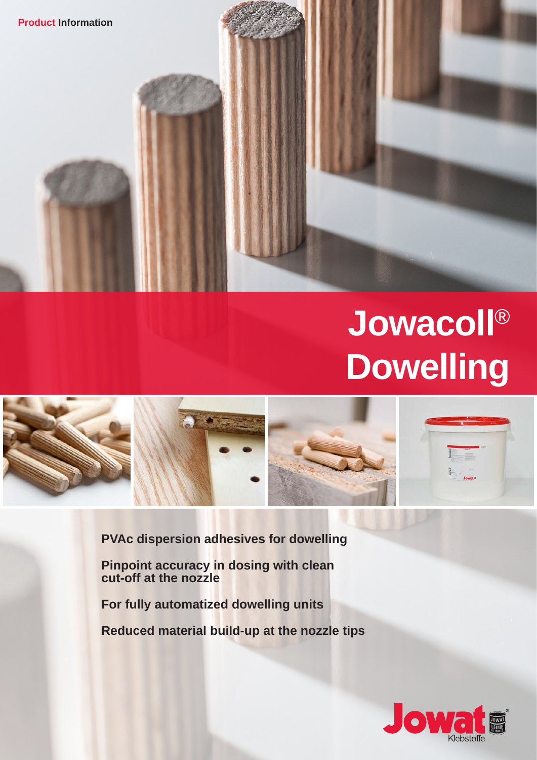**Product Information**

# Jowacoll® Dowelling

**PVAc dispersion adhesives for dowelling**

**Pinpoint accuracy in dosing with clean cut-off at the nozzle**

**For fully automatized dowelling units**

**Reduced material build-up at the nozzle tips**

Jowat Klebstoffe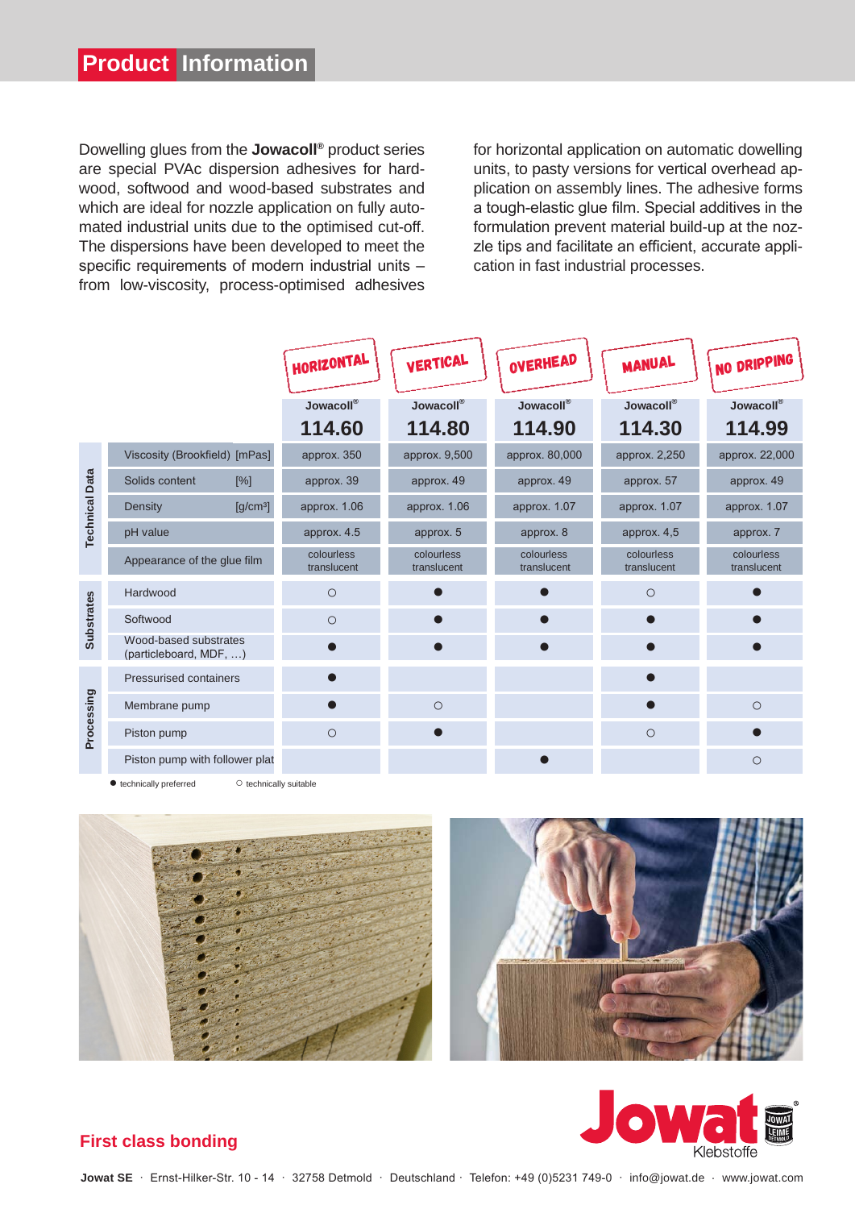# Product Information

Dowelling glues from the **Jowacoll®** product series are special PVAc dispersion adhesives for hardwood, softwood and wood-based substrates and which are ideal for nozzle application on fully automated industrial units due to the optimised cut-off. The dispersions have been developed to meet the specific requirements of modern industrial units – from low-viscosity, process-optimised adhesives for horizontal application on automatic dowelling units, to pasty versions for vertical overhead application on assembly lines. The adhesive forms a tough-elastic glue film. Special additives in the formulation prevent material build-up at the nozzle tips and facilitate an efficient, accurate application in fast industrial processes.

| | | HORIZONTAL | VERTICAL | OVERHEAD | MANUAL | NO DRIPPING |
|---|---|---|---|---|---|---|
| | | Jowacoll® 114.60 | Jowacoll® 114.80 | Jowacoll® 114.90 | Jowacoll® 114.30 | Jowacoll® 114.99 |
| Technical Data | Viscosity (Brookfield) [mPas] | approx. 350 | approx. 9,500 | approx. 80,000 | approx. 2,250 | approx. 22,000 |
| | Solids content [%] | approx. 39 | approx. 49 | approx. 49 | approx. 57 | approx. 49 |
| | Density [g/cm³] | approx. 1.06 | approx. 1.06 | approx. 1.07 | approx. 1.07 | approx. 1.07 |
| | pH value | approx. 4.5 | approx. 5 | approx. 8 | approx. 4,5 | approx. 7 |
| | Appearance of the glue film | colourless translucent | colourless translucent | colourless translucent | colourless translucent | colourless translucent |
| Substrates | Hardwood | ○ | ● | ● | ○ | ● |
| | Softwood | ○ | ● | ● | ● | ● |
| | Wood-based substrates (particleboard, MDF, …) | ● | ● | ● | ● | ● |
| Processing | Pressurised containers | ● | | | ● | |
| | Membrane pump | ● | ○ | | ● | ○ |
| | Piston pump | ○ | ● | | ○ | ● |
| | Piston pump with follower plat | | | ● | | ○ |

● technically preferred ○ technically suitable

**First class bonding**

Jowat Klebstoffe

**Jowat SE** · Ernst-Hilker-Str. 10 - 14 · 32758 Detmold · Deutschland · Telefon: +49 (0)5231 749-0 · info@jowat.de · www.jowat.com